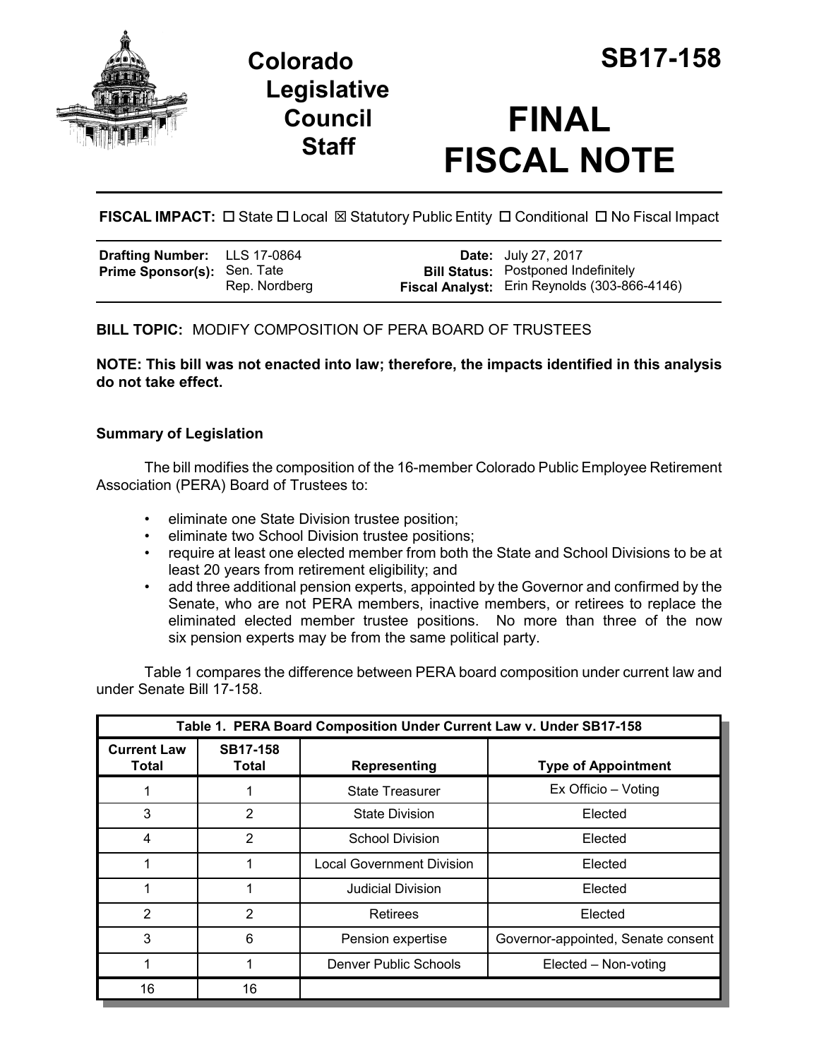# Colorado Legislative Council Staff

# SB17-158

# FINAL FISCAL NOTE

**FISCAL IMPACT:** ☐ State ☐ Local ☒ Statutory Public Entity ☐ Conditional ☐ No Fiscal Impact

| | | | |
|---|---|---|---|
| **Drafting Number:** | LLS 17-0864 | **Date:** | July 27, 2017 |
| **Prime Sponsor(s):** | Sen. Tate<br>Rep. Nordberg | **Bill Status:** | Postponed Indefinitely |
| | | **Fiscal Analyst:** | Erin Reynolds (303-866-4146) |

**BILL TOPIC:** MODIFY COMPOSITION OF PERA BOARD OF TRUSTEES

**NOTE: This bill was not enacted into law; therefore, the impacts identified in this analysis do not take effect.**

### Summary of Legislation

The bill modifies the composition of the 16-member Colorado Public Employee Retirement Association (PERA) Board of Trustees to:

- eliminate one State Division trustee position;
- eliminate two School Division trustee positions;
- require at least one elected member from both the State and School Divisions to be at least 20 years from retirement eligibility; and
- add three additional pension experts, appointed by the Governor and confirmed by the Senate, who are not PERA members, inactive members, or retirees to replace the eliminated elected member trustee positions. No more than three of the now six pension experts may be from the same political party.

Table 1 compares the difference between PERA board composition under current law and under Senate Bill 17-158.

| **Table 1. PERA Board Composition Under Current Law v. Under SB17-158** | | | |
|---|---|---|---|
| **Current Law Total** | **SB17-158 Total** | **Representing** | **Type of Appointment** |
| 1 | 1 | State Treasurer | Ex Officio – Voting |
| 3 | 2 | State Division | Elected |
| 4 | 2 | School Division | Elected |
| 1 | 1 | Local Government Division | Elected |
| 1 | 1 | Judicial Division | Elected |
| 2 | 2 | Retirees | Elected |
| 3 | 6 | Pension expertise | Governor-appointed, Senate consent |
| 1 | 1 | Denver Public Schools | Elected – Non-voting |
| 16 | 16 | | |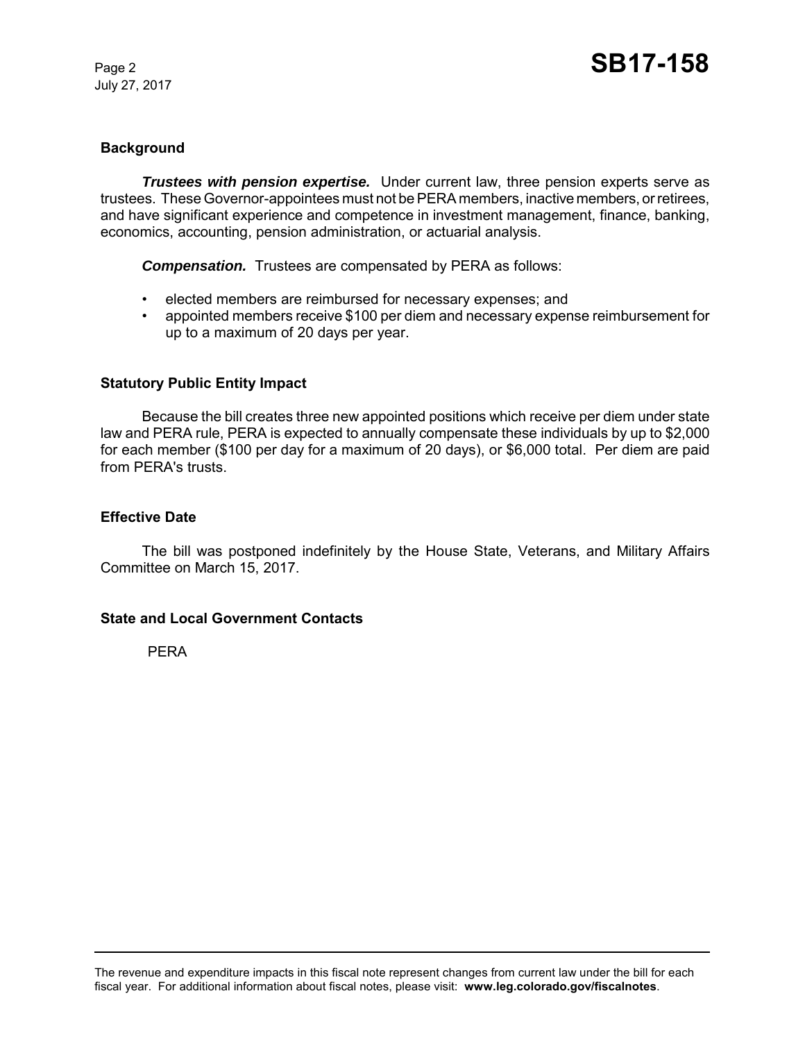## Background

***Trustees with pension expertise.*** Under current law, three pension experts serve as trustees. These Governor-appointees must not be PERA members, inactive members, or retirees, and have significant experience and competence in investment management, finance, banking, economics, accounting, pension administration, or actuarial analysis.

***Compensation.*** Trustees are compensated by PERA as follows:

- elected members are reimbursed for necessary expenses; and
- appointed members receive $100 per diem and necessary expense reimbursement for up to a maximum of 20 days per year.

## Statutory Public Entity Impact

Because the bill creates three new appointed positions which receive per diem under state law and PERA rule, PERA is expected to annually compensate these individuals by up to $2,000 for each member ($100 per day for a maximum of 20 days), or $6,000 total. Per diem are paid from PERA's trusts.

## Effective Date

The bill was postponed indefinitely by the House State, Veterans, and Military Affairs Committee on March 15, 2017.

## State and Local Government Contacts

PERA

The revenue and expenditure impacts in this fiscal note represent changes from current law under the bill for each fiscal year. For additional information about fiscal notes, please visit: **www.leg.colorado.gov/fiscalnotes**.